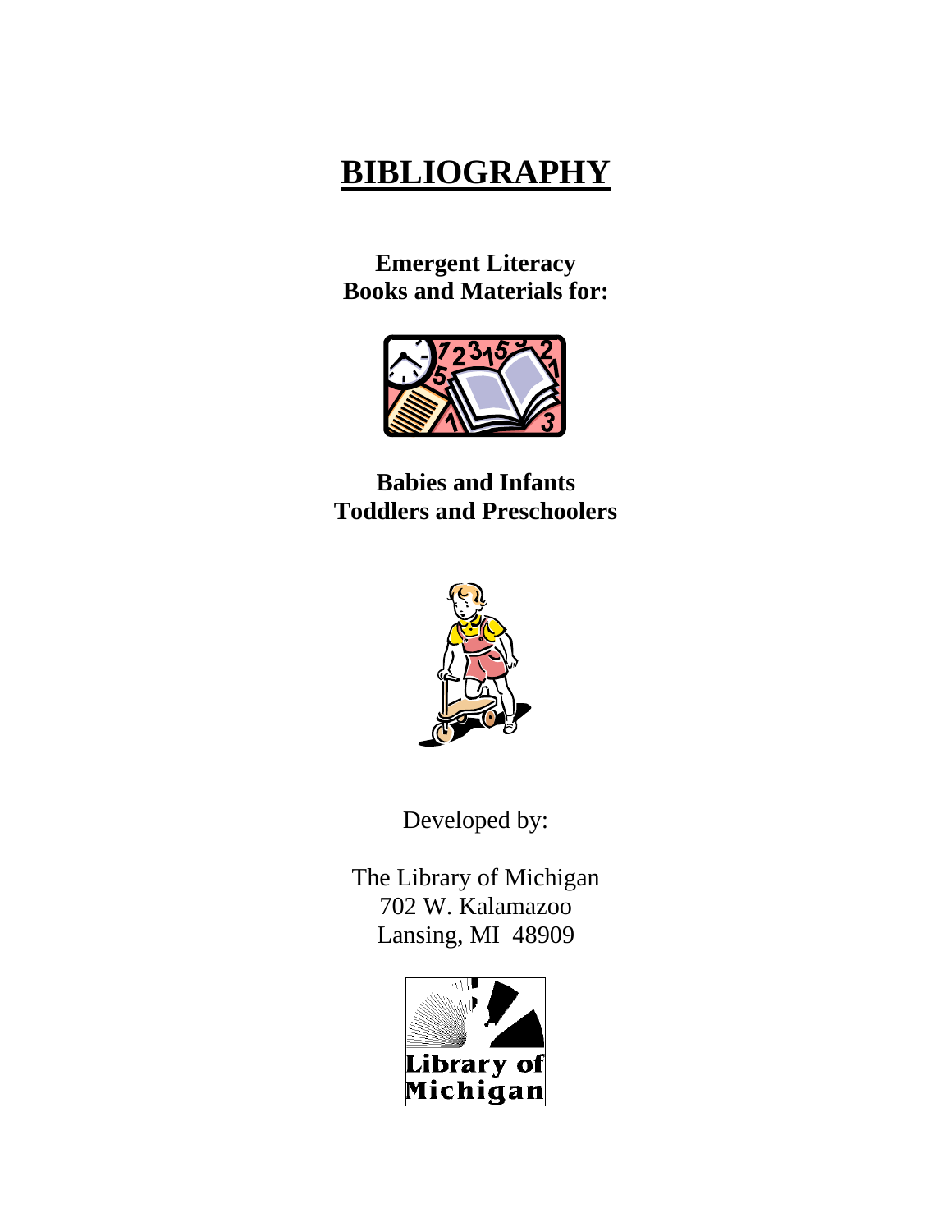# BIBLIOGRAPHY

**Emergent Literacy**
**Books and Materials for:**

**Babies and Infants**
**Toddlers and Preschoolers**

Developed by:

The Library of Michigan
702 W. Kalamazoo
Lansing, MI 48909

Library of Michigan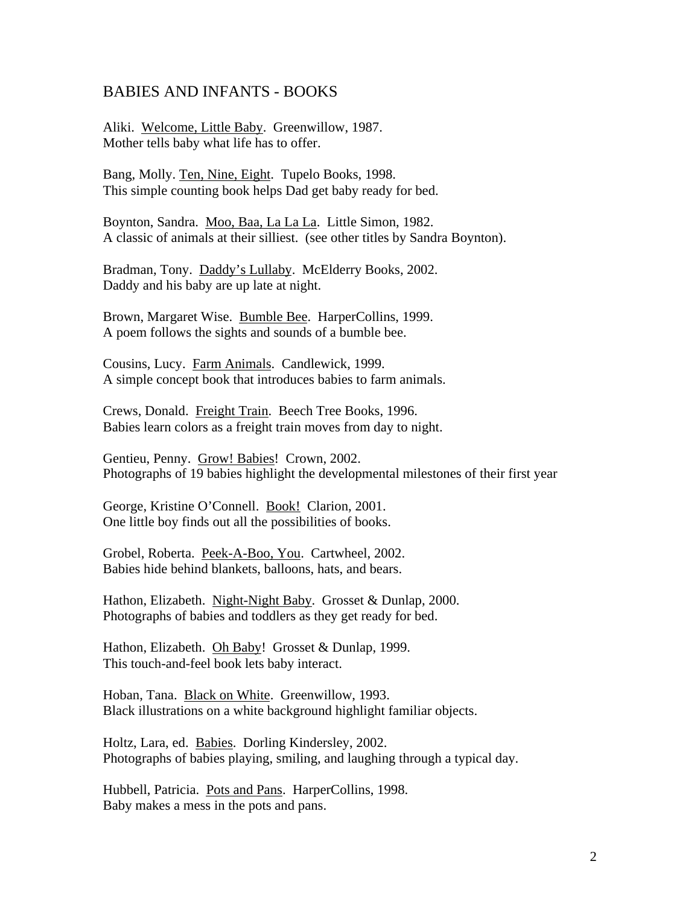## BABIES AND INFANTS - BOOKS

Aliki. Welcome, Little Baby. Greenwillow, 1987.
Mother tells baby what life has to offer.

Bang, Molly. Ten, Nine, Eight. Tupelo Books, 1998.
This simple counting book helps Dad get baby ready for bed.

Boynton, Sandra. Moo, Baa, La La La. Little Simon, 1982.
A classic of animals at their silliest. (see other titles by Sandra Boynton).

Bradman, Tony. Daddy's Lullaby. McElderry Books, 2002.
Daddy and his baby are up late at night.

Brown, Margaret Wise. Bumble Bee. HarperCollins, 1999.
A poem follows the sights and sounds of a bumble bee.

Cousins, Lucy. Farm Animals. Candlewick, 1999.
A simple concept book that introduces babies to farm animals.

Crews, Donald. Freight Train. Beech Tree Books, 1996.
Babies learn colors as a freight train moves from day to night.

Gentieu, Penny. Grow! Babies! Crown, 2002.
Photographs of 19 babies highlight the developmental milestones of their first year

George, Kristine O'Connell. Book! Clarion, 2001.
One little boy finds out all the possibilities of books.

Grobel, Roberta. Peek-A-Boo, You. Cartwheel, 2002.
Babies hide behind blankets, balloons, hats, and bears.

Hathon, Elizabeth. Night-Night Baby. Grosset & Dunlap, 2000.
Photographs of babies and toddlers as they get ready for bed.

Hathon, Elizabeth. Oh Baby! Grosset & Dunlap, 1999.
This touch-and-feel book lets baby interact.

Hoban, Tana. Black on White. Greenwillow, 1993.
Black illustrations on a white background highlight familiar objects.

Holtz, Lara, ed. Babies. Dorling Kindersley, 2002.
Photographs of babies playing, smiling, and laughing through a typical day.

Hubbell, Patricia. Pots and Pans. HarperCollins, 1998.
Baby makes a mess in the pots and pans.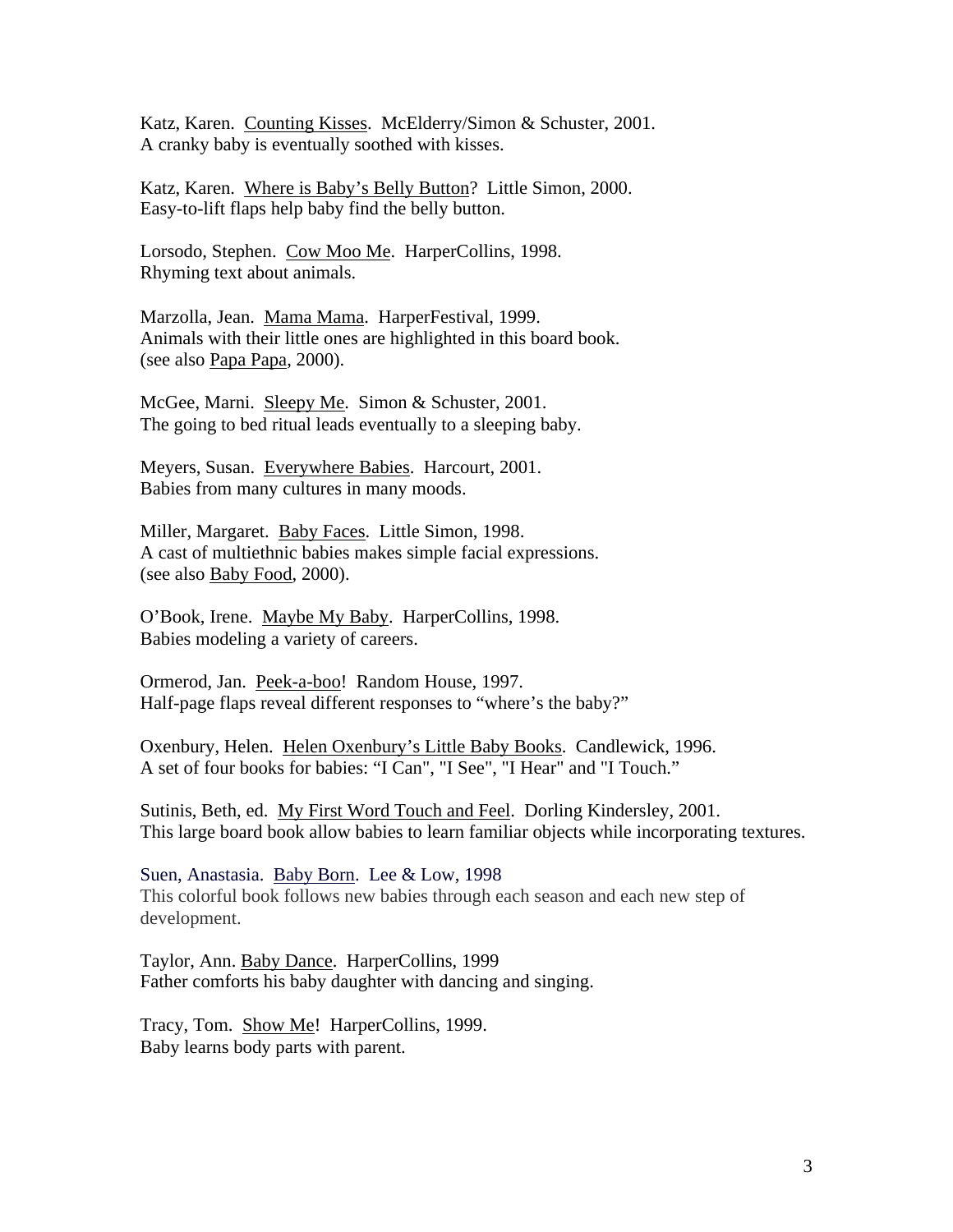Katz, Karen. Counting Kisses. McElderry/Simon & Schuster, 2001.
A cranky baby is eventually soothed with kisses.

Katz, Karen. Where is Baby's Belly Button? Little Simon, 2000.
Easy-to-lift flaps help baby find the belly button.

Lorsodo, Stephen. Cow Moo Me. HarperCollins, 1998.
Rhyming text about animals.

Marzolla, Jean. Mama Mama. HarperFestival, 1999.
Animals with their little ones are highlighted in this board book.
(see also Papa Papa, 2000).

McGee, Marni. Sleepy Me. Simon & Schuster, 2001.
The going to bed ritual leads eventually to a sleeping baby.

Meyers, Susan. Everywhere Babies. Harcourt, 2001.
Babies from many cultures in many moods.

Miller, Margaret. Baby Faces. Little Simon, 1998.
A cast of multiethnic babies makes simple facial expressions.
(see also Baby Food, 2000).

O'Book, Irene. Maybe My Baby. HarperCollins, 1998.
Babies modeling a variety of careers.

Ormerod, Jan. Peek-a-boo! Random House, 1997.
Half-page flaps reveal different responses to "where's the baby?"

Oxenbury, Helen. Helen Oxenbury's Little Baby Books. Candlewick, 1996.
A set of four books for babies: "I Can", "I See", "I Hear" and "I Touch."

Sutinis, Beth, ed. My First Word Touch and Feel. Dorling Kindersley, 2001.
This large board book allow babies to learn familiar objects while incorporating textures.

Suen, Anastasia. Baby Born. Lee & Low, 1998
This colorful book follows new babies through each season and each new step of development.

Taylor, Ann. Baby Dance. HarperCollins, 1999
Father comforts his baby daughter with dancing and singing.

Tracy, Tom. Show Me! HarperCollins, 1999.
Baby learns body parts with parent.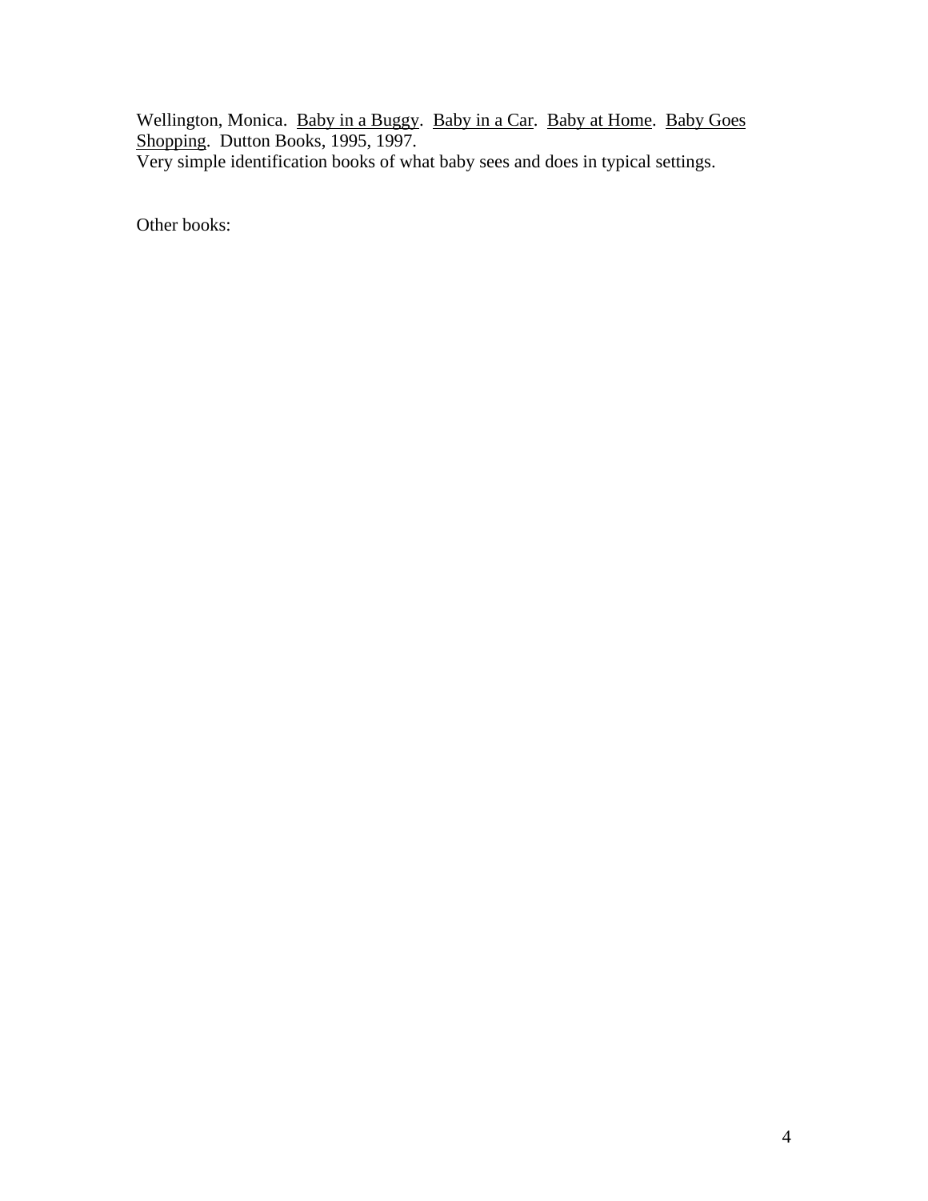Wellington, Monica. <u>Baby in a Buggy</u>. <u>Baby in a Car</u>. <u>Baby at Home</u>. <u>Baby Goes Shopping</u>. Dutton Books, 1995, 1997.
Very simple identification books of what baby sees and does in typical settings.

Other books: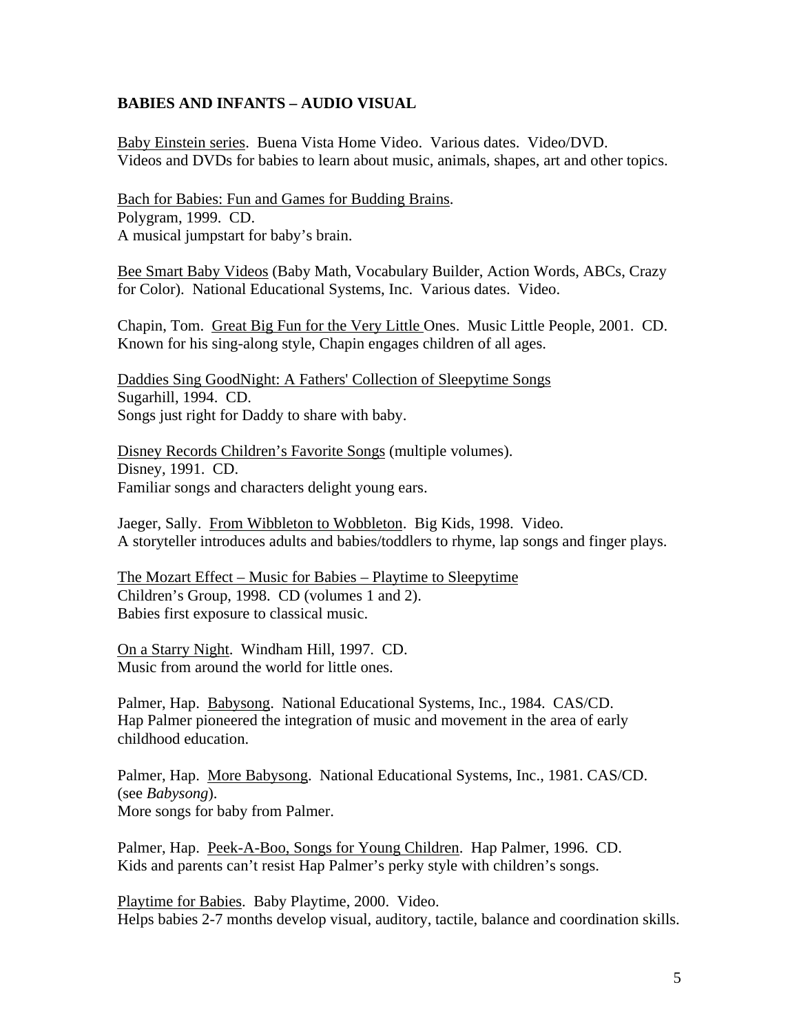**BABIES AND INFANTS – AUDIO VISUAL**

Baby Einstein series. Buena Vista Home Video. Various dates. Video/DVD.
Videos and DVDs for babies to learn about music, animals, shapes, art and other topics.

Bach for Babies: Fun and Games for Budding Brains.
Polygram, 1999. CD.
A musical jumpstart for baby's brain.

Bee Smart Baby Videos (Baby Math, Vocabulary Builder, Action Words, ABCs, Crazy for Color). National Educational Systems, Inc. Various dates. Video.

Chapin, Tom. Great Big Fun for the Very Little Ones. Music Little People, 2001. CD.
Known for his sing-along style, Chapin engages children of all ages.

Daddies Sing GoodNight: A Fathers' Collection of Sleepytime Songs
Sugarhill, 1994. CD.
Songs just right for Daddy to share with baby.

Disney Records Children's Favorite Songs (multiple volumes).
Disney, 1991. CD.
Familiar songs and characters delight young ears.

Jaeger, Sally. From Wibbleton to Wobbleton. Big Kids, 1998. Video.
A storyteller introduces adults and babies/toddlers to rhyme, lap songs and finger plays.

The Mozart Effect – Music for Babies – Playtime to Sleepytime
Children's Group, 1998. CD (volumes 1 and 2).
Babies first exposure to classical music.

On a Starry Night. Windham Hill, 1997. CD.
Music from around the world for little ones.

Palmer, Hap. Babysong. National Educational Systems, Inc., 1984. CAS/CD.
Hap Palmer pioneered the integration of music and movement in the area of early childhood education.

Palmer, Hap. More Babysong. National Educational Systems, Inc., 1981. CAS/CD.
(see *Babysong*).
More songs for baby from Palmer.

Palmer, Hap. Peek-A-Boo, Songs for Young Children. Hap Palmer, 1996. CD.
Kids and parents can't resist Hap Palmer's perky style with children's songs.

Playtime for Babies. Baby Playtime, 2000. Video.
Helps babies 2-7 months develop visual, auditory, tactile, balance and coordination skills.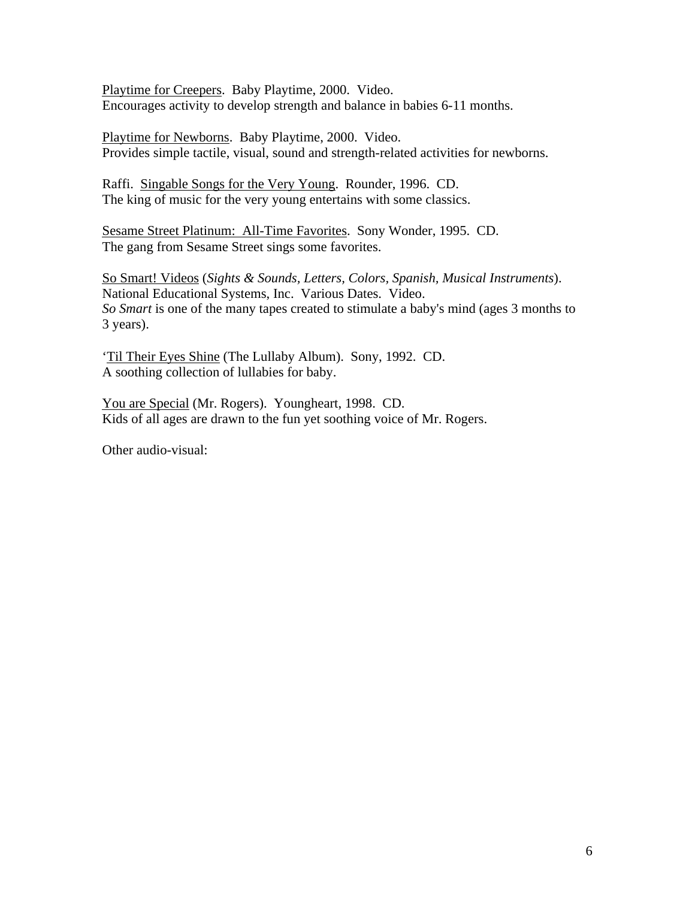<u>Playtime for Creepers</u>. Baby Playtime, 2000. Video.
Encourages activity to develop strength and balance in babies 6-11 months.

<u>Playtime for Newborns</u>. Baby Playtime, 2000. Video.
Provides simple tactile, visual, sound and strength-related activities for newborns.

Raffi. <u>Singable Songs for the Very Young</u>. Rounder, 1996. CD.
The king of music for the very young entertains with some classics.

<u>Sesame Street Platinum: All-Time Favorites</u>. Sony Wonder, 1995. CD.
The gang from Sesame Street sings some favorites.

<u>So Smart! Videos</u> (*Sights & Sounds*, *Letters*, *Colors*, *Spanish*, *Musical Instruments*).
National Educational Systems, Inc. Various Dates. Video.
*So Smart* is one of the many tapes created to stimulate a baby's mind (ages 3 months to 3 years).

'<u>Til Their Eyes Shine</u> (The Lullaby Album). Sony, 1992. CD.
A soothing collection of lullabies for baby.

<u>You are Special</u> (Mr. Rogers). Youngheart, 1998. CD.
Kids of all ages are drawn to the fun yet soothing voice of Mr. Rogers.

Other audio-visual: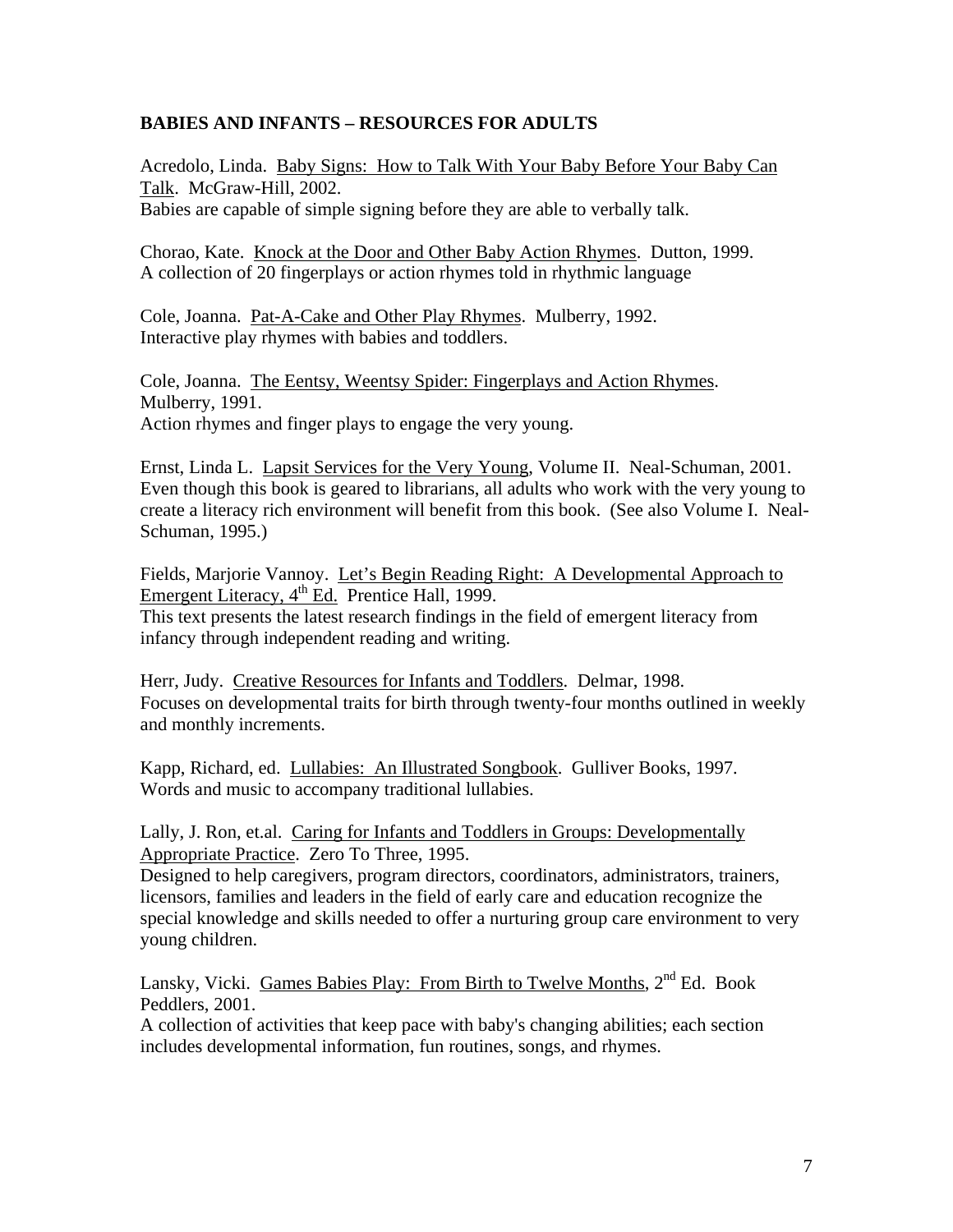**BABIES AND INFANTS – RESOURCES FOR ADULTS**

Acredolo, Linda. Baby Signs: How to Talk With Your Baby Before Your Baby Can Talk. McGraw-Hill, 2002.
Babies are capable of simple signing before they are able to verbally talk.

Chorao, Kate. Knock at the Door and Other Baby Action Rhymes. Dutton, 1999.
A collection of 20 fingerplays or action rhymes told in rhythmic language

Cole, Joanna. Pat-A-Cake and Other Play Rhymes. Mulberry, 1992.
Interactive play rhymes with babies and toddlers.

Cole, Joanna. The Eentsy, Weentsy Spider: Fingerplays and Action Rhymes. Mulberry, 1991.
Action rhymes and finger plays to engage the very young.

Ernst, Linda L. Lapsit Services for the Very Young, Volume II. Neal-Schuman, 2001.
Even though this book is geared to librarians, all adults who work with the very young to create a literacy rich environment will benefit from this book. (See also Volume I. Neal-Schuman, 1995.)

Fields, Marjorie Vannoy. Let's Begin Reading Right: A Developmental Approach to Emergent Literacy, 4th Ed. Prentice Hall, 1999.
This text presents the latest research findings in the field of emergent literacy from infancy through independent reading and writing.

Herr, Judy. Creative Resources for Infants and Toddlers. Delmar, 1998.
Focuses on developmental traits for birth through twenty-four months outlined in weekly and monthly increments.

Kapp, Richard, ed. Lullabies: An Illustrated Songbook. Gulliver Books, 1997.
Words and music to accompany traditional lullabies.

Lally, J. Ron, et.al. Caring for Infants and Toddlers in Groups: Developmentally Appropriate Practice. Zero To Three, 1995.
Designed to help caregivers, program directors, coordinators, administrators, trainers, licensors, families and leaders in the field of early care and education recognize the special knowledge and skills needed to offer a nurturing group care environment to very young children.

Lansky, Vicki. Games Babies Play: From Birth to Twelve Months, 2nd Ed. Book Peddlers, 2001.
A collection of activities that keep pace with baby's changing abilities; each section includes developmental information, fun routines, songs, and rhymes.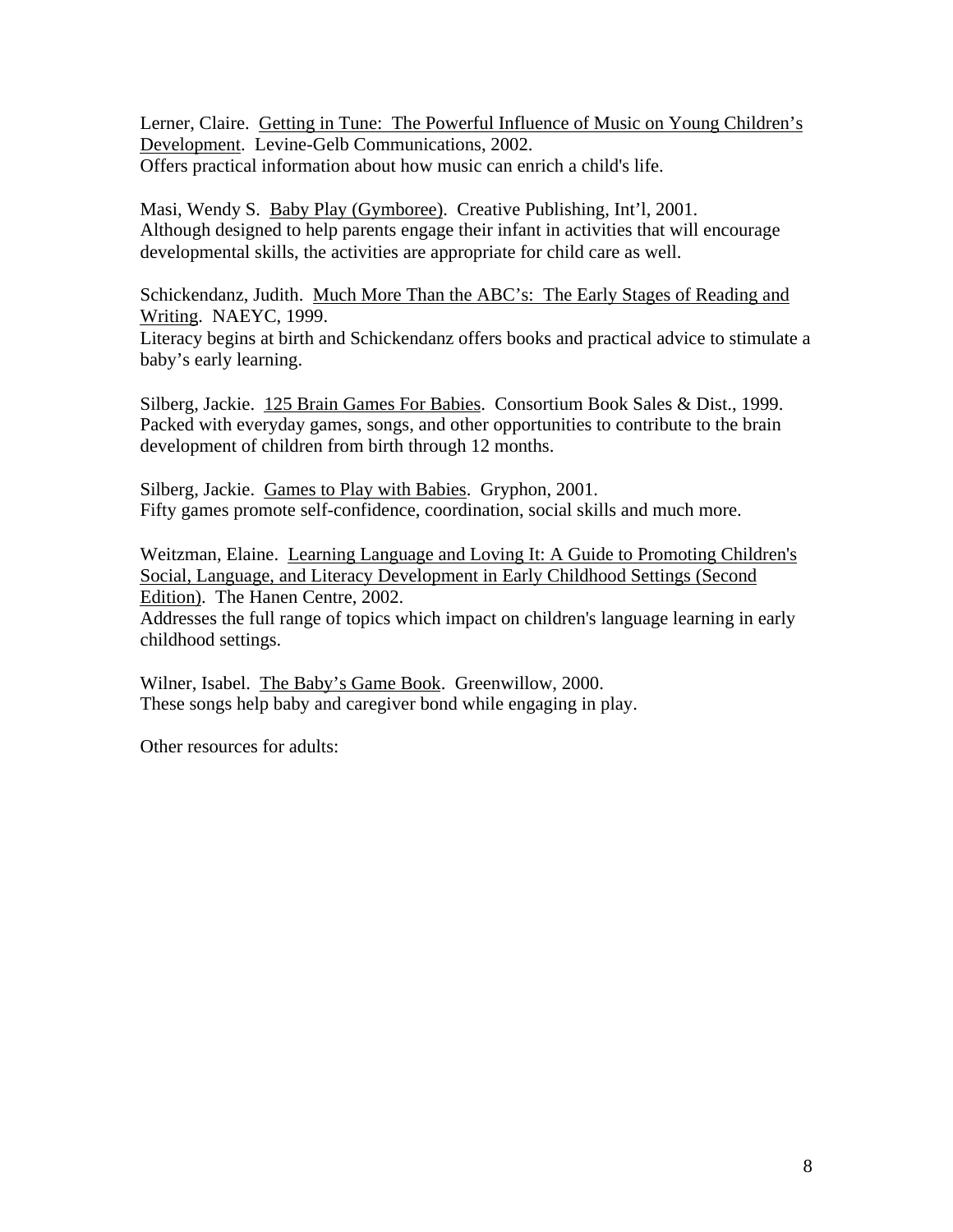Lerner, Claire. <u>Getting in Tune: The Powerful Influence of Music on Young Children's Development</u>. Levine-Gelb Communications, 2002.
Offers practical information about how music can enrich a child's life.

Masi, Wendy S. <u>Baby Play (Gymboree)</u>. Creative Publishing, Int'l, 2001.
Although designed to help parents engage their infant in activities that will encourage developmental skills, the activities are appropriate for child care as well.

Schickendanz, Judith. <u>Much More Than the ABC's: The Early Stages of Reading and Writing</u>. NAEYC, 1999.
Literacy begins at birth and Schickendanz offers books and practical advice to stimulate a baby's early learning.

Silberg, Jackie. <u>125 Brain Games For Babies</u>. Consortium Book Sales & Dist., 1999.
Packed with everyday games, songs, and other opportunities to contribute to the brain development of children from birth through 12 months.

Silberg, Jackie. <u>Games to Play with Babies</u>. Gryphon, 2001.
Fifty games promote self-confidence, coordination, social skills and much more.

Weitzman, Elaine. <u>Learning Language and Loving It: A Guide to Promoting Children's Social, Language, and Literacy Development in Early Childhood Settings (Second Edition)</u>. The Hanen Centre, 2002.
Addresses the full range of topics which impact on children's language learning in early childhood settings.

Wilner, Isabel. <u>The Baby's Game Book</u>. Greenwillow, 2000.
These songs help baby and caregiver bond while engaging in play.

Other resources for adults: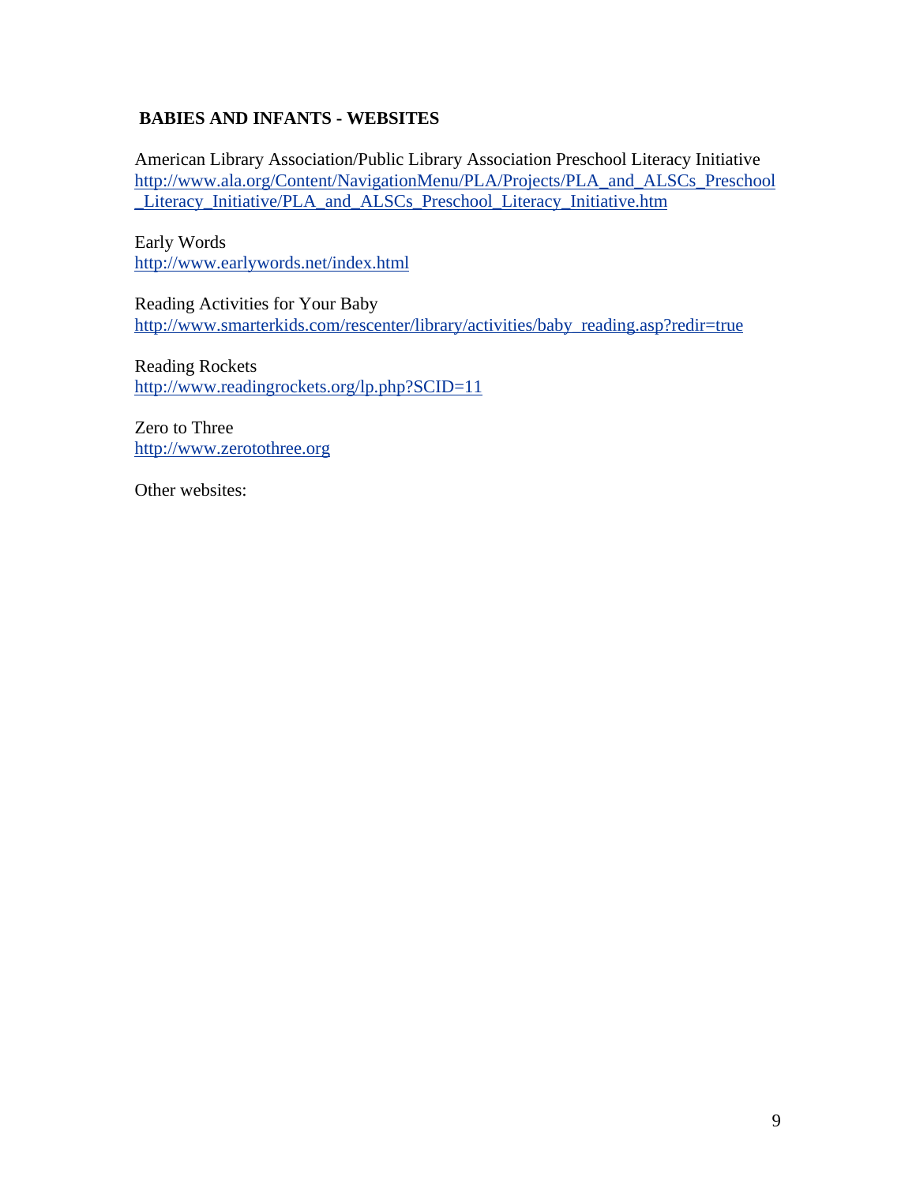## BABIES AND INFANTS - WEBSITES

American Library Association/Public Library Association Preschool Literacy Initiative
http://www.ala.org/Content/NavigationMenu/PLA/Projects/PLA_and_ALSCs_Preschool_Literacy_Initiative/PLA_and_ALSCs_Preschool_Literacy_Initiative.htm

Early Words
http://www.earlywords.net/index.html

Reading Activities for Your Baby
http://www.smarterkids.com/rescenter/library/activities/baby_reading.asp?redir=true

Reading Rockets
http://www.readingrockets.org/lp.php?SCID=11

Zero to Three
http://www.zerotothree.org

Other websites: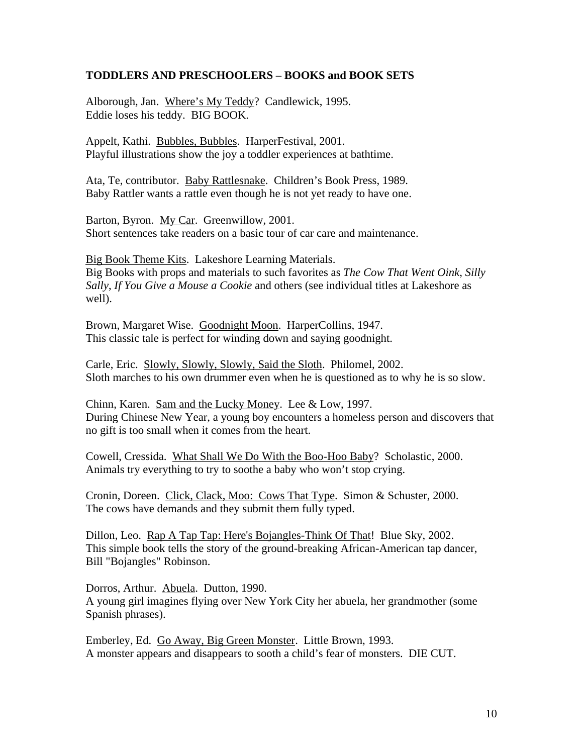**TODDLERS AND PRESCHOOLERS – BOOKS and BOOK SETS**

Alborough, Jan. Where's My Teddy? Candlewick, 1995.
Eddie loses his teddy. BIG BOOK.

Appelt, Kathi. Bubbles, Bubbles. HarperFestival, 2001.
Playful illustrations show the joy a toddler experiences at bathtime.

Ata, Te, contributor. Baby Rattlesnake. Children's Book Press, 1989.
Baby Rattler wants a rattle even though he is not yet ready to have one.

Barton, Byron. My Car. Greenwillow, 2001.
Short sentences take readers on a basic tour of car care and maintenance.

Big Book Theme Kits. Lakeshore Learning Materials.
Big Books with props and materials to such favorites as *The Cow That Went Oink, Silly Sally*, *If You Give a Mouse a Cookie* and others (see individual titles at Lakeshore as well).

Brown, Margaret Wise. Goodnight Moon. HarperCollins, 1947.
This classic tale is perfect for winding down and saying goodnight.

Carle, Eric. Slowly, Slowly, Slowly, Said the Sloth. Philomel, 2002.
Sloth marches to his own drummer even when he is questioned as to why he is so slow.

Chinn, Karen. Sam and the Lucky Money. Lee & Low, 1997.
During Chinese New Year, a young boy encounters a homeless person and discovers that no gift is too small when it comes from the heart.

Cowell, Cressida. What Shall We Do With the Boo-Hoo Baby? Scholastic, 2000.
Animals try everything to try to soothe a baby who won't stop crying.

Cronin, Doreen. Click, Clack, Moo: Cows That Type. Simon & Schuster, 2000.
The cows have demands and they submit them fully typed.

Dillon, Leo. Rap A Tap Tap: Here's Bojangles-Think Of That! Blue Sky, 2002.
This simple book tells the story of the ground-breaking African-American tap dancer, Bill "Bojangles" Robinson.

Dorros, Arthur. Abuela. Dutton, 1990.
A young girl imagines flying over New York City her abuela, her grandmother (some Spanish phrases).

Emberley, Ed. Go Away, Big Green Monster. Little Brown, 1993.
A monster appears and disappears to sooth a child's fear of monsters. DIE CUT.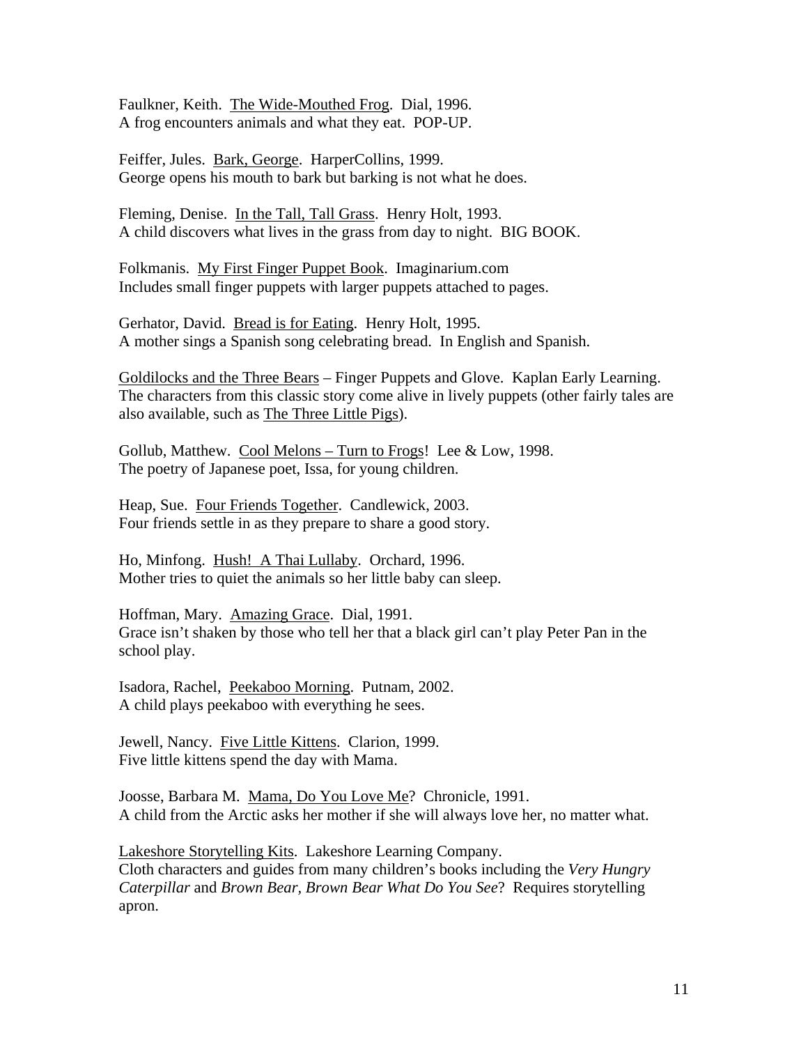Faulkner, Keith. <u>The Wide-Mouthed Frog</u>. Dial, 1996.
A frog encounters animals and what they eat. POP-UP.

Feiffer, Jules. <u>Bark, George</u>. HarperCollins, 1999.
George opens his mouth to bark but barking is not what he does.

Fleming, Denise. <u>In the Tall, Tall Grass</u>. Henry Holt, 1993.
A child discovers what lives in the grass from day to night. BIG BOOK.

Folkmanis. <u>My First Finger Puppet Book</u>. Imaginarium.com
Includes small finger puppets with larger puppets attached to pages.

Gerhator, David. <u>Bread is for Eating</u>. Henry Holt, 1995.
A mother sings a Spanish song celebrating bread. In English and Spanish.

<u>Goldilocks and the Three Bears</u> – Finger Puppets and Glove. Kaplan Early Learning.
The characters from this classic story come alive in lively puppets (other fairly tales are also available, such as <u>The Three Little Pigs</u>).

Gollub, Matthew. <u>Cool Melons – Turn to Frogs</u>! Lee & Low, 1998.
The poetry of Japanese poet, Issa, for young children.

Heap, Sue. <u>Four Friends Together</u>. Candlewick, 2003.
Four friends settle in as they prepare to share a good story.

Ho, Minfong. <u>Hush! A Thai Lullaby</u>. Orchard, 1996.
Mother tries to quiet the animals so her little baby can sleep.

Hoffman, Mary. <u>Amazing Grace</u>. Dial, 1991.
Grace isn't shaken by those who tell her that a black girl can't play Peter Pan in the school play.

Isadora, Rachel, <u>Peekaboo Morning</u>. Putnam, 2002.
A child plays peekaboo with everything he sees.

Jewell, Nancy. <u>Five Little Kittens</u>. Clarion, 1999.
Five little kittens spend the day with Mama.

Joosse, Barbara M. <u>Mama, Do You Love Me</u>? Chronicle, 1991.
A child from the Arctic asks her mother if she will always love her, no matter what.

<u>Lakeshore Storytelling Kits</u>. Lakeshore Learning Company.
Cloth characters and guides from many children's books including the *Very Hungry Caterpillar* and *Brown Bear, Brown Bear What Do You See*? Requires storytelling apron.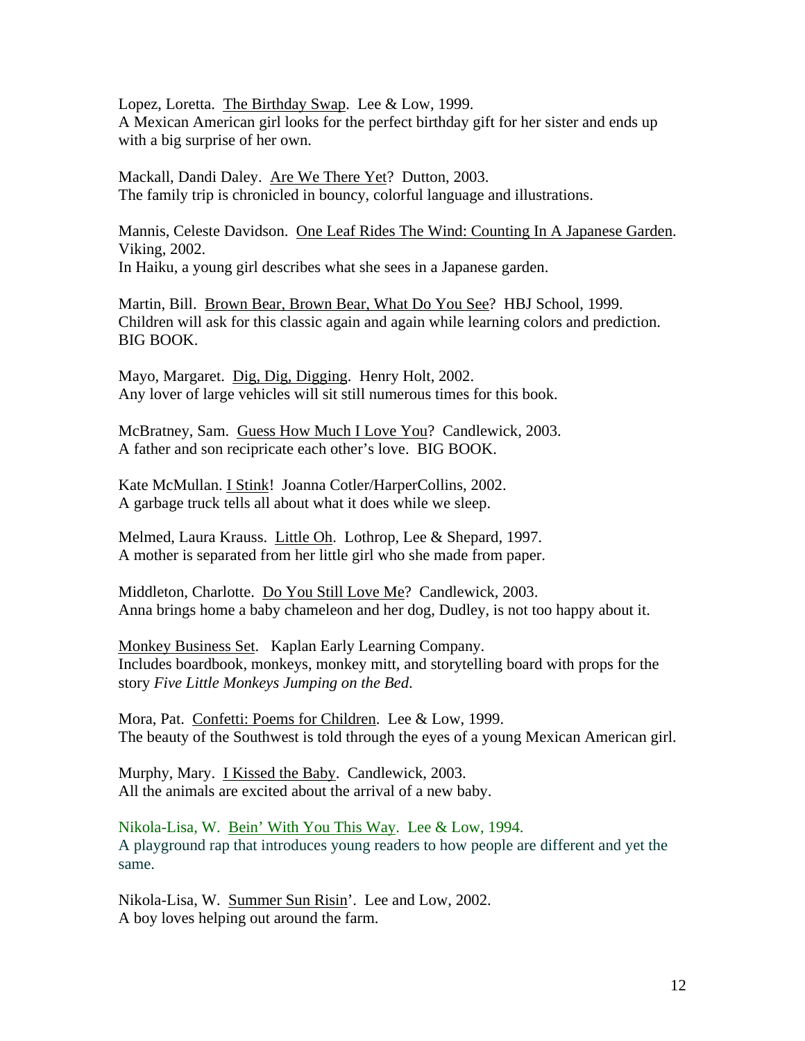Lopez, Loretta. <u>The Birthday Swap</u>. Lee & Low, 1999.
A Mexican American girl looks for the perfect birthday gift for her sister and ends up with a big surprise of her own.

Mackall, Dandi Daley. <u>Are We There Yet</u>? Dutton, 2003.
The family trip is chronicled in bouncy, colorful language and illustrations.

Mannis, Celeste Davidson. <u>One Leaf Rides The Wind: Counting In A Japanese Garden</u>. Viking, 2002.
In Haiku, a young girl describes what she sees in a Japanese garden.

Martin, Bill. <u>Brown Bear, Brown Bear, What Do You See</u>? HBJ School, 1999.
Children will ask for this classic again and again while learning colors and prediction. BIG BOOK.

Mayo, Margaret. <u>Dig, Dig, Digging</u>. Henry Holt, 2002.
Any lover of large vehicles will sit still numerous times for this book.

McBratney, Sam. <u>Guess How Much I Love You</u>? Candlewick, 2003.
A father and son recipricate each other's love. BIG BOOK.

Kate McMullan. <u>I Stink</u>! Joanna Cotler/HarperCollins, 2002.
A garbage truck tells all about what it does while we sleep.

Melmed, Laura Krauss. <u>Little Oh</u>. Lothrop, Lee & Shepard, 1997.
A mother is separated from her little girl who she made from paper.

Middleton, Charlotte. <u>Do You Still Love Me</u>? Candlewick, 2003.
Anna brings home a baby chameleon and her dog, Dudley, is not too happy about it.

<u>Monkey Business Set</u>. Kaplan Early Learning Company.
Includes boardbook, monkeys, monkey mitt, and storytelling board with props for the story *Five Little Monkeys Jumping on the Bed*.

Mora, Pat. <u>Confetti: Poems for Children</u>. Lee & Low, 1999.
The beauty of the Southwest is told through the eyes of a young Mexican American girl.

Murphy, Mary. <u>I Kissed the Baby</u>. Candlewick, 2003.
All the animals are excited about the arrival of a new baby.

Nikola-Lisa, W. <u>Bein' With You This Way</u>. Lee & Low, 1994.
A playground rap that introduces young readers to how people are different and yet the same.

Nikola-Lisa, W. <u>Summer Sun Risin</u>'. Lee and Low, 2002.
A boy loves helping out around the farm.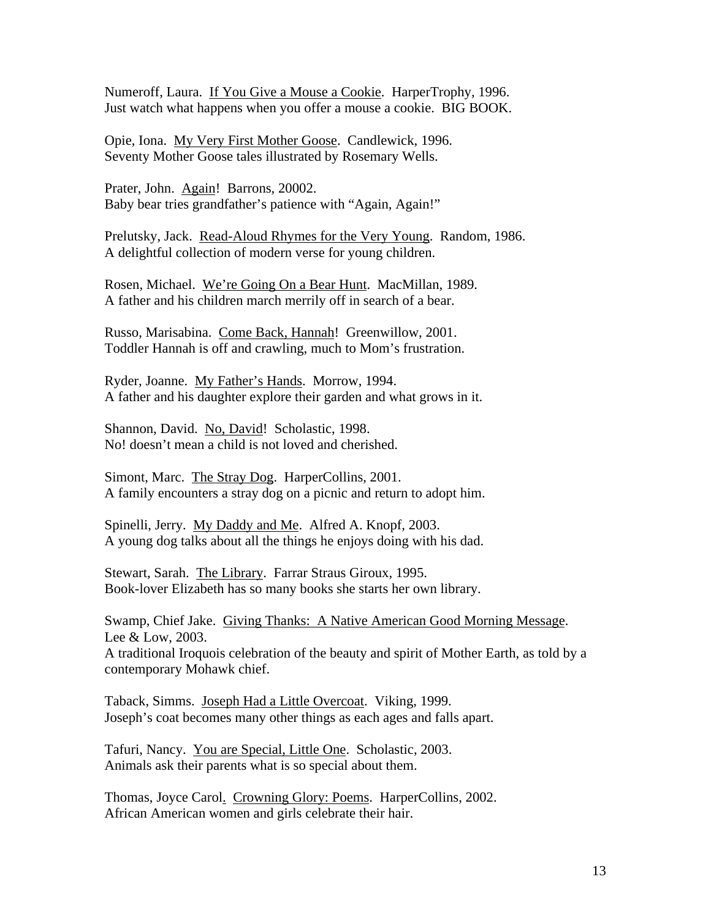Numeroff, Laura. If You Give a Mouse a Cookie. HarperTrophy, 1996.
Just watch what happens when you offer a mouse a cookie. BIG BOOK.

Opie, Iona. My Very First Mother Goose. Candlewick, 1996.
Seventy Mother Goose tales illustrated by Rosemary Wells.

Prater, John. Again! Barrons, 20002.
Baby bear tries grandfather's patience with "Again, Again!"

Prelutsky, Jack. Read-Aloud Rhymes for the Very Young. Random, 1986.
A delightful collection of modern verse for young children.

Rosen, Michael. We're Going On a Bear Hunt. MacMillan, 1989.
A father and his children march merrily off in search of a bear.

Russo, Marisabina. Come Back, Hannah! Greenwillow, 2001.
Toddler Hannah is off and crawling, much to Mom's frustration.

Ryder, Joanne. My Father's Hands. Morrow, 1994.
A father and his daughter explore their garden and what grows in it.

Shannon, David. No, David! Scholastic, 1998.
No! doesn't mean a child is not loved and cherished.

Simont, Marc. The Stray Dog. HarperCollins, 2001.
A family encounters a stray dog on a picnic and return to adopt him.

Spinelli, Jerry. My Daddy and Me. Alfred A. Knopf, 2003.
A young dog talks about all the things he enjoys doing with his dad.

Stewart, Sarah. The Library. Farrar Straus Giroux, 1995.
Book-lover Elizabeth has so many books she starts her own library.

Swamp, Chief Jake. Giving Thanks: A Native American Good Morning Message. Lee & Low, 2003.
A traditional Iroquois celebration of the beauty and spirit of Mother Earth, as told by a contemporary Mohawk chief.

Taback, Simms. Joseph Had a Little Overcoat. Viking, 1999.
Joseph's coat becomes many other things as each ages and falls apart.

Tafuri, Nancy. You are Special, Little One. Scholastic, 2003.
Animals ask their parents what is so special about them.

Thomas, Joyce Carol. Crowning Glory: Poems. HarperCollins, 2002.
African American women and girls celebrate their hair.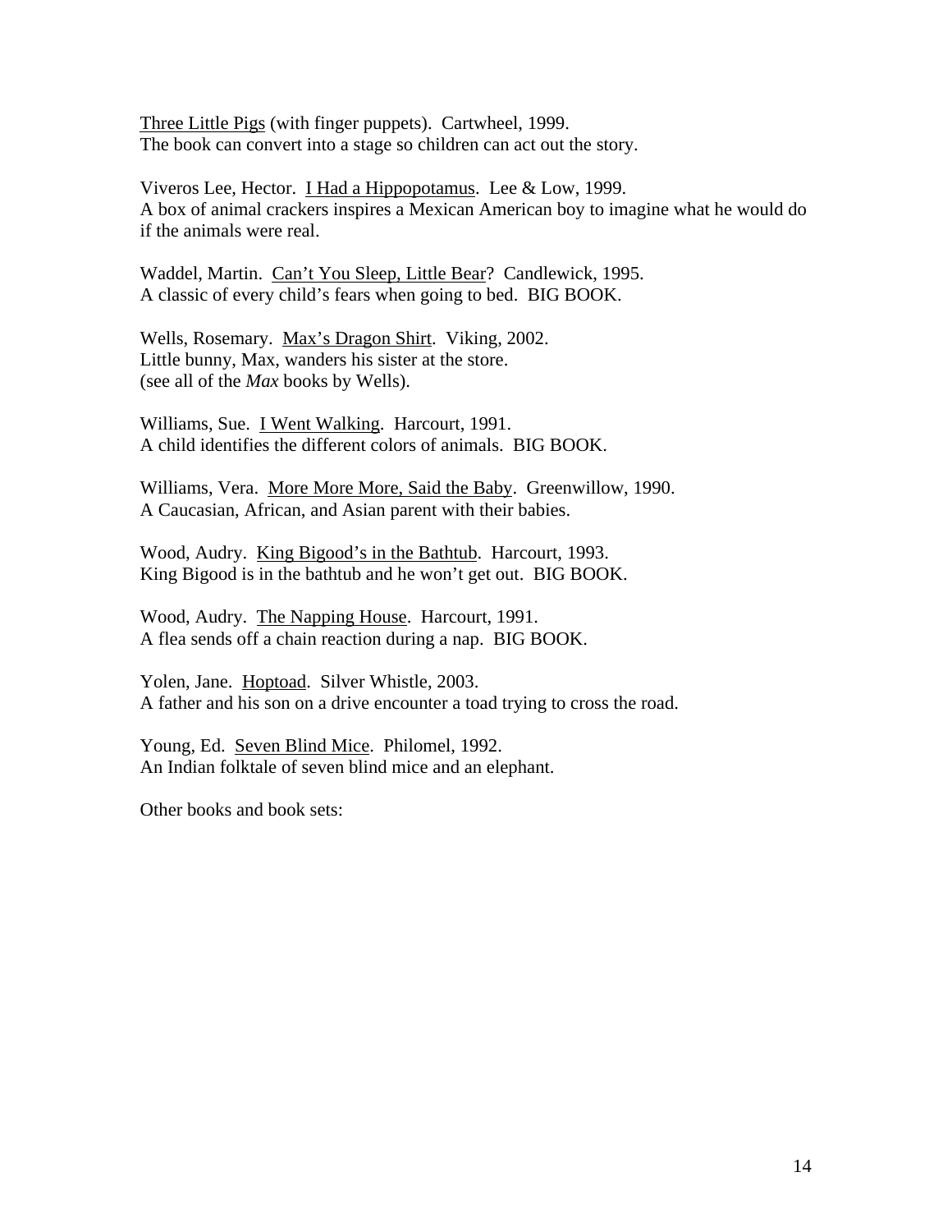<u>Three Little Pigs</u> (with finger puppets). Cartwheel, 1999.
The book can convert into a stage so children can act out the story.

Viveros Lee, Hector. <u>I Had a Hippopotamus</u>. Lee & Low, 1999.
A box of animal crackers inspires a Mexican American boy to imagine what he would do if the animals were real.

Waddel, Martin. <u>Can't You Sleep, Little Bear</u>? Candlewick, 1995.
A classic of every child's fears when going to bed. BIG BOOK.

Wells, Rosemary. <u>Max's Dragon Shirt</u>. Viking, 2002.
Little bunny, Max, wanders his sister at the store.
(see all of the *Max* books by Wells).

Williams, Sue. <u>I Went Walking</u>. Harcourt, 1991.
A child identifies the different colors of animals. BIG BOOK.

Williams, Vera. <u>More More More, Said the Baby</u>. Greenwillow, 1990.
A Caucasian, African, and Asian parent with their babies.

Wood, Audry. <u>King Bigood's in the Bathtub</u>. Harcourt, 1993.
King Bigood is in the bathtub and he won't get out. BIG BOOK.

Wood, Audry. <u>The Napping House</u>. Harcourt, 1991.
A flea sends off a chain reaction during a nap. BIG BOOK.

Yolen, Jane. <u>Hoptoad</u>. Silver Whistle, 2003.
A father and his son on a drive encounter a toad trying to cross the road.

Young, Ed. <u>Seven Blind Mice</u>. Philomel, 1992.
An Indian folktale of seven blind mice and an elephant.

Other books and book sets: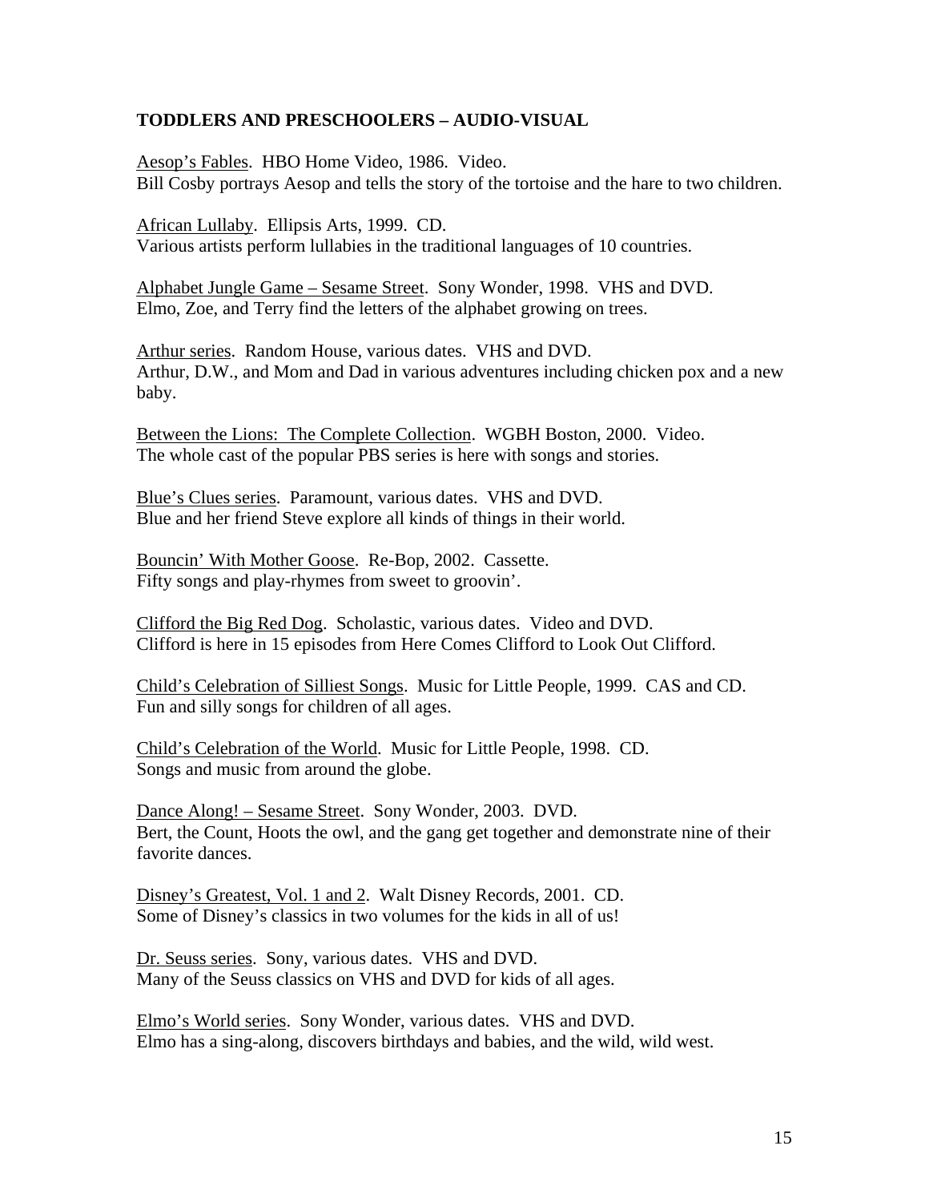**TODDLERS AND PRESCHOOLERS – AUDIO-VISUAL**

<u>Aesop's Fables</u>. HBO Home Video, 1986. Video.
Bill Cosby portrays Aesop and tells the story of the tortoise and the hare to two children.

<u>African Lullaby</u>. Ellipsis Arts, 1999. CD.
Various artists perform lullabies in the traditional languages of 10 countries.

<u>Alphabet Jungle Game – Sesame Street</u>. Sony Wonder, 1998. VHS and DVD.
Elmo, Zoe, and Terry find the letters of the alphabet growing on trees.

<u>Arthur series</u>. Random House, various dates. VHS and DVD.
Arthur, D.W., and Mom and Dad in various adventures including chicken pox and a new baby.

<u>Between the Lions: The Complete Collection</u>. WGBH Boston, 2000. Video.
The whole cast of the popular PBS series is here with songs and stories.

<u>Blue's Clues series</u>. Paramount, various dates. VHS and DVD.
Blue and her friend Steve explore all kinds of things in their world.

<u>Bouncin' With Mother Goose</u>. Re-Bop, 2002. Cassette.
Fifty songs and play-rhymes from sweet to groovin'.

<u>Clifford the Big Red Dog</u>. Scholastic, various dates. Video and DVD.
Clifford is here in 15 episodes from Here Comes Clifford to Look Out Clifford.

<u>Child's Celebration of Silliest Songs</u>. Music for Little People, 1999. CAS and CD.
Fun and silly songs for children of all ages.

<u>Child's Celebration of the World</u>. Music for Little People, 1998. CD.
Songs and music from around the globe.

<u>Dance Along! – Sesame Street</u>. Sony Wonder, 2003. DVD.
Bert, the Count, Hoots the owl, and the gang get together and demonstrate nine of their favorite dances.

<u>Disney's Greatest, Vol. 1 and 2</u>. Walt Disney Records, 2001. CD.
Some of Disney's classics in two volumes for the kids in all of us!

<u>Dr. Seuss series</u>. Sony, various dates. VHS and DVD.
Many of the Seuss classics on VHS and DVD for kids of all ages.

<u>Elmo's World series</u>. Sony Wonder, various dates. VHS and DVD.
Elmo has a sing-along, discovers birthdays and babies, and the wild, wild west.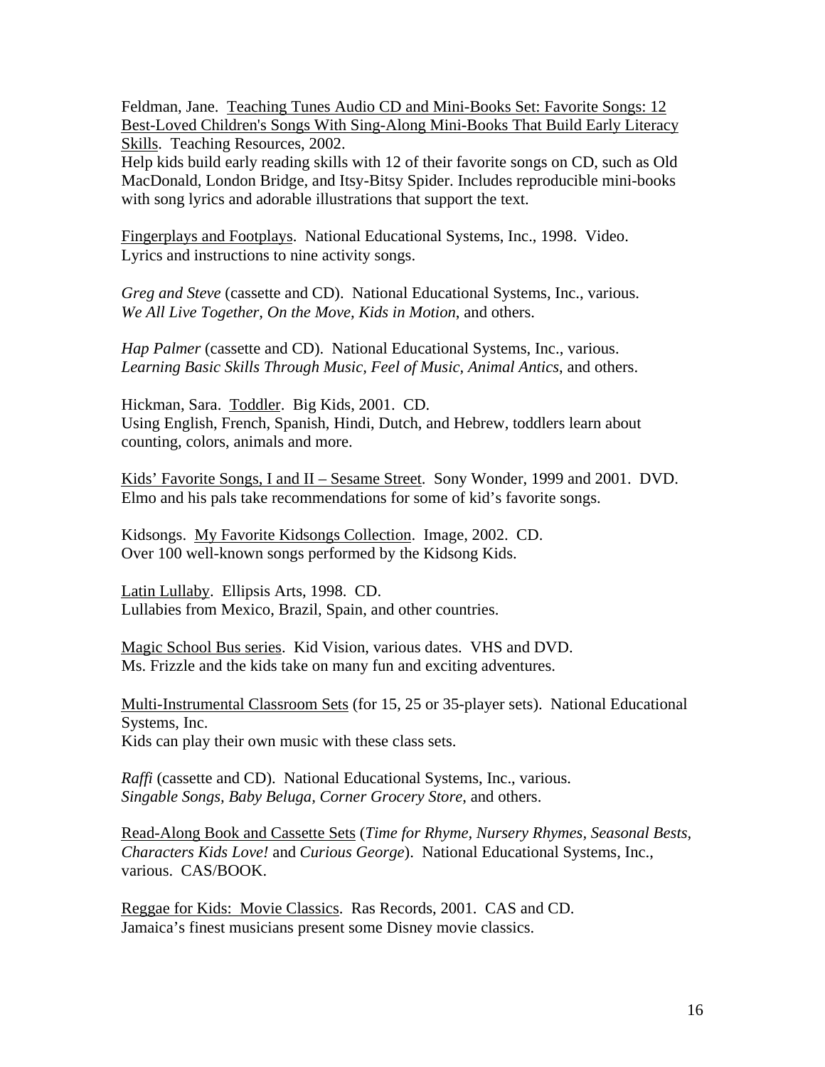Feldman, Jane. <u>Teaching Tunes Audio CD and Mini-Books Set: Favorite Songs: 12 Best-Loved Children's Songs With Sing-Along Mini-Books That Build Early Literacy Skills</u>. Teaching Resources, 2002.
Help kids build early reading skills with 12 of their favorite songs on CD, such as Old MacDonald, London Bridge, and Itsy-Bitsy Spider. Includes reproducible mini-books with song lyrics and adorable illustrations that support the text.

<u>Fingerplays and Footplays</u>. National Educational Systems, Inc., 1998. Video.
Lyrics and instructions to nine activity songs.

*Greg and Steve* (cassette and CD). National Educational Systems, Inc., various.
*We All Live Together*, *On the Move*, *Kids in Motion*, and others.

*Hap Palmer* (cassette and CD). National Educational Systems, Inc., various.
*Learning Basic Skills Through Music, Feel of Music, Animal Antics*, and others.

Hickman, Sara. <u>Toddler</u>. Big Kids, 2001. CD.
Using English, French, Spanish, Hindi, Dutch, and Hebrew, toddlers learn about counting, colors, animals and more.

<u>Kids' Favorite Songs, I and II – Sesame Street</u>. Sony Wonder, 1999 and 2001. DVD.
Elmo and his pals take recommendations for some of kid's favorite songs.

Kidsongs. <u>My Favorite Kidsongs Collection</u>. Image, 2002. CD.
Over 100 well-known songs performed by the Kidsong Kids.

<u>Latin Lullaby</u>. Ellipsis Arts, 1998. CD.
Lullabies from Mexico, Brazil, Spain, and other countries.

<u>Magic School Bus series</u>. Kid Vision, various dates. VHS and DVD.
Ms. Frizzle and the kids take on many fun and exciting adventures.

<u>Multi-Instrumental Classroom Sets</u> (for 15, 25 or 35-player sets). National Educational Systems, Inc.
Kids can play their own music with these class sets.

*Raffi* (cassette and CD). National Educational Systems, Inc., various.
*Singable Songs*, *Baby Beluga, Corner Grocery Store*, and others.

<u>Read-Along Book and Cassette Sets</u> (*Time for Rhyme, Nursery Rhymes, Seasonal Bests, Characters Kids Love!* and *Curious George*). National Educational Systems, Inc., various. CAS/BOOK.

<u>Reggae for Kids: Movie Classics</u>. Ras Records, 2001. CAS and CD.
Jamaica's finest musicians present some Disney movie classics.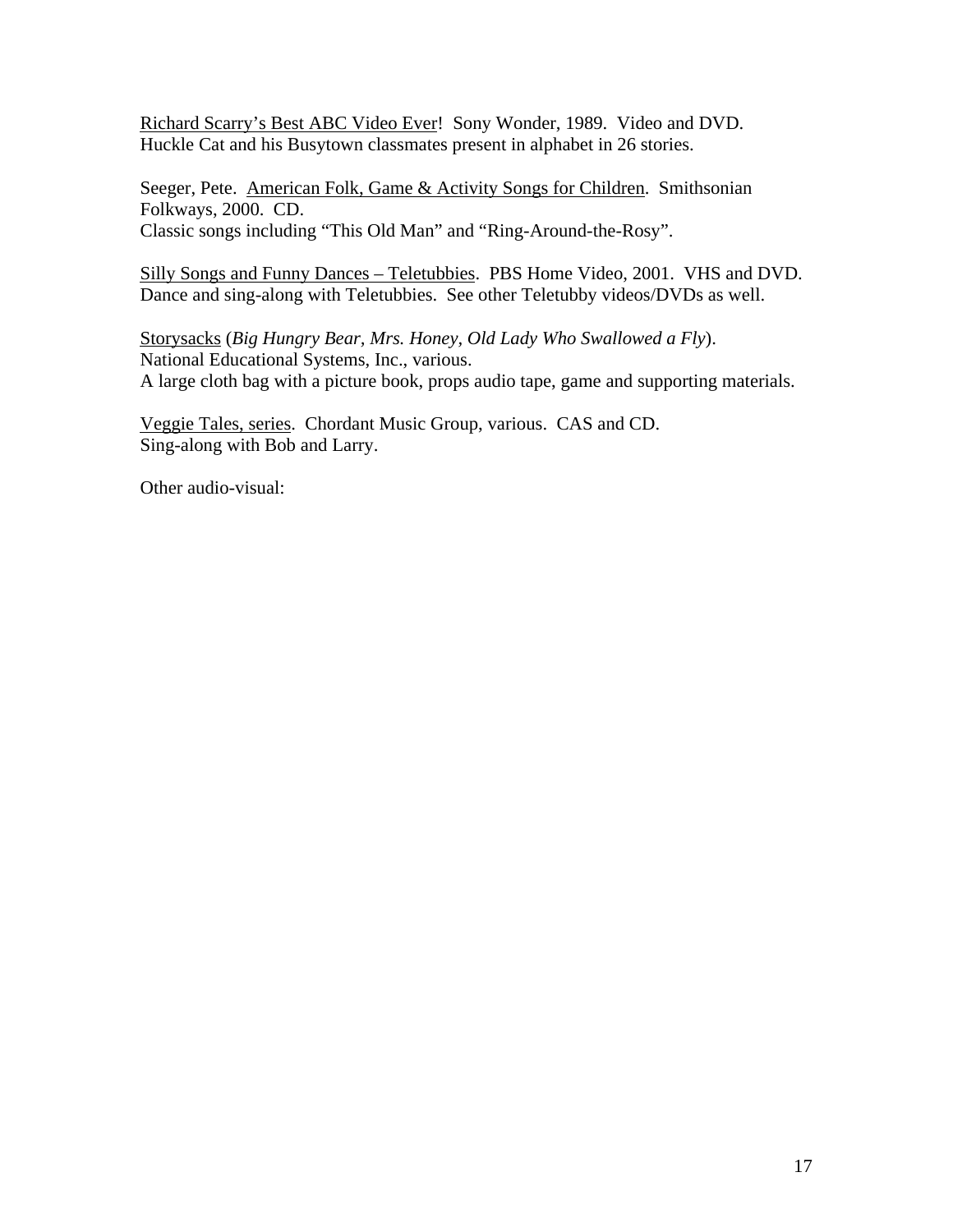<u>Richard Scarry's Best ABC Video Ever</u>! Sony Wonder, 1989. Video and DVD.
Huckle Cat and his Busytown classmates present in alphabet in 26 stories.

Seeger, Pete. <u>American Folk, Game & Activity Songs for Children</u>. Smithsonian Folkways, 2000. CD.
Classic songs including "This Old Man" and "Ring-Around-the-Rosy".

<u>Silly Songs and Funny Dances – Teletubbies</u>. PBS Home Video, 2001. VHS and DVD.
Dance and sing-along with Teletubbies. See other Teletubby videos/DVDs as well.

<u>Storysacks</u> (*Big Hungry Bear, Mrs. Honey, Old Lady Who Swallowed a Fly*).
National Educational Systems, Inc., various.
A large cloth bag with a picture book, props audio tape, game and supporting materials.

<u>Veggie Tales, series</u>. Chordant Music Group, various. CAS and CD.
Sing-along with Bob and Larry.

Other audio-visual: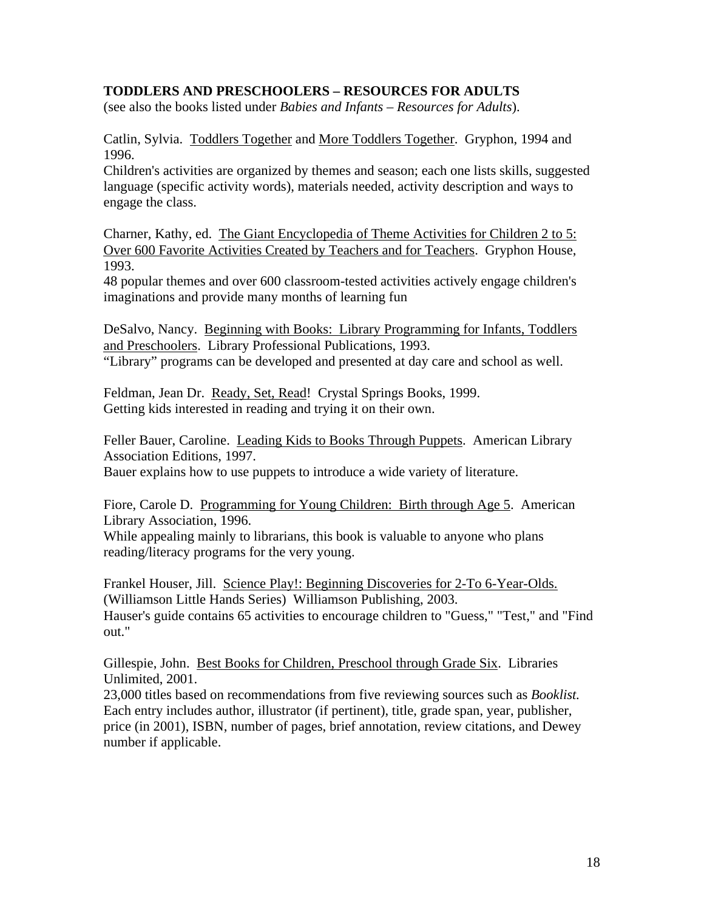**TODDLERS AND PRESCHOOLERS – RESOURCES FOR ADULTS**
(see also the books listed under *Babies and Infants – Resources for Adults*).

Catlin, Sylvia. Toddlers Together and More Toddlers Together. Gryphon, 1994 and 1996.
Children's activities are organized by themes and season; each one lists skills, suggested language (specific activity words), materials needed, activity description and ways to engage the class.

Charner, Kathy, ed. The Giant Encyclopedia of Theme Activities for Children 2 to 5: Over 600 Favorite Activities Created by Teachers and for Teachers. Gryphon House, 1993.
48 popular themes and over 600 classroom-tested activities actively engage children's imaginations and provide many months of learning fun

DeSalvo, Nancy. Beginning with Books: Library Programming for Infants, Toddlers and Preschoolers. Library Professional Publications, 1993.
"Library" programs can be developed and presented at day care and school as well.

Feldman, Jean Dr. Ready, Set, Read! Crystal Springs Books, 1999.
Getting kids interested in reading and trying it on their own.

Feller Bauer, Caroline. Leading Kids to Books Through Puppets. American Library Association Editions, 1997.
Bauer explains how to use puppets to introduce a wide variety of literature.

Fiore, Carole D. Programming for Young Children: Birth through Age 5. American Library Association, 1996.
While appealing mainly to librarians, this book is valuable to anyone who plans reading/literacy programs for the very young.

Frankel Houser, Jill. Science Play!: Beginning Discoveries for 2-To 6-Year-Olds. (Williamson Little Hands Series) Williamson Publishing, 2003.
Hauser's guide contains 65 activities to encourage children to "Guess," "Test," and "Find out."

Gillespie, John. Best Books for Children, Preschool through Grade Six. Libraries Unlimited, 2001.
23,000 titles based on recommendations from five reviewing sources such as *Booklist.* Each entry includes author, illustrator (if pertinent), title, grade span, year, publisher, price (in 2001), ISBN, number of pages, brief annotation, review citations, and Dewey number if applicable.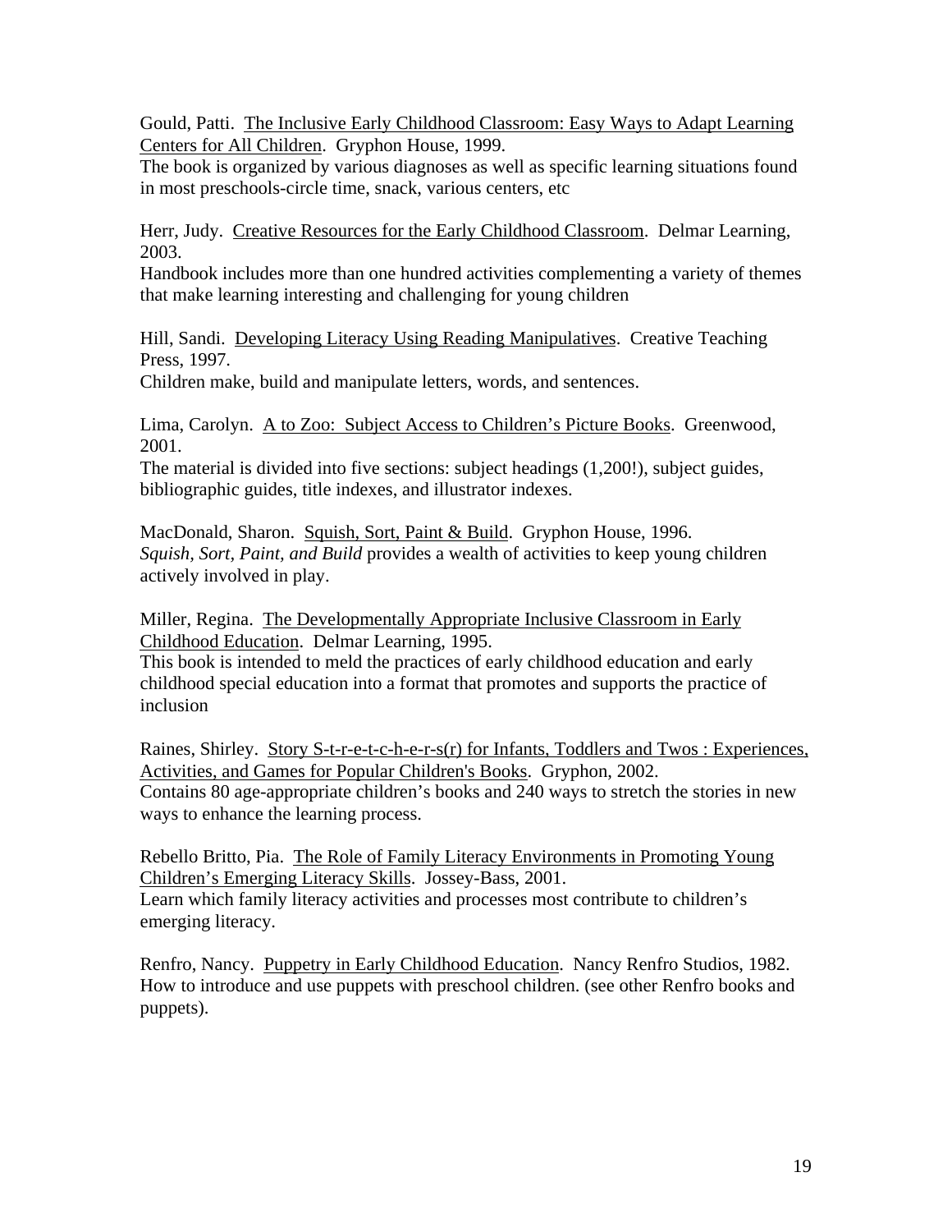Gould, Patti. <u>The Inclusive Early Childhood Classroom: Easy Ways to Adapt Learning Centers for All Children</u>. Gryphon House, 1999.
The book is organized by various diagnoses as well as specific learning situations found in most preschools-circle time, snack, various centers, etc

Herr, Judy. <u>Creative Resources for the Early Childhood Classroom</u>. Delmar Learning, 2003.
Handbook includes more than one hundred activities complementing a variety of themes that make learning interesting and challenging for young children

Hill, Sandi. <u>Developing Literacy Using Reading Manipulatives</u>. Creative Teaching Press, 1997.
Children make, build and manipulate letters, words, and sentences.

Lima, Carolyn. <u>A to Zoo: Subject Access to Children's Picture Books</u>. Greenwood, 2001.
The material is divided into five sections: subject headings (1,200!), subject guides, bibliographic guides, title indexes, and illustrator indexes.

MacDonald, Sharon. <u>Squish, Sort, Paint & Build</u>. Gryphon House, 1996.
*Squish, Sort, Paint, and Build* provides a wealth of activities to keep young children actively involved in play.

Miller, Regina. <u>The Developmentally Appropriate Inclusive Classroom in Early Childhood Education</u>. Delmar Learning, 1995.
This book is intended to meld the practices of early childhood education and early childhood special education into a format that promotes and supports the practice of inclusion

Raines, Shirley. <u>Story S-t-r-e-t-c-h-e-r-s(r) for Infants, Toddlers and Twos : Experiences, Activities, and Games for Popular Children's Books</u>. Gryphon, 2002.
Contains 80 age-appropriate children's books and 240 ways to stretch the stories in new ways to enhance the learning process.

Rebello Britto, Pia. <u>The Role of Family Literacy Environments in Promoting Young Children's Emerging Literacy Skills</u>. Jossey-Bass, 2001.
Learn which family literacy activities and processes most contribute to children's emerging literacy.

Renfro, Nancy. <u>Puppetry in Early Childhood Education</u>. Nancy Renfro Studios, 1982.
How to introduce and use puppets with preschool children. (see other Renfro books and puppets).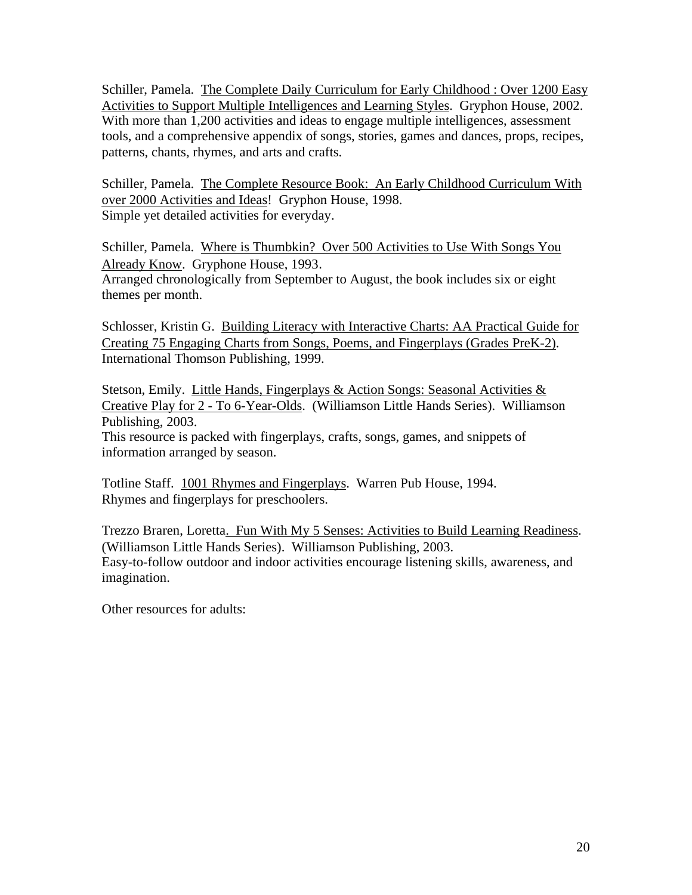Schiller, Pamela. The Complete Daily Curriculum for Early Childhood : Over 1200 Easy Activities to Support Multiple Intelligences and Learning Styles. Gryphon House, 2002. With more than 1,200 activities and ideas to engage multiple intelligences, assessment tools, and a comprehensive appendix of songs, stories, games and dances, props, recipes, patterns, chants, rhymes, and arts and crafts.

Schiller, Pamela. The Complete Resource Book: An Early Childhood Curriculum With over 2000 Activities and Ideas! Gryphon House, 1998.
Simple yet detailed activities for everyday.

Schiller, Pamela. Where is Thumbkin? Over 500 Activities to Use With Songs You Already Know. Gryphone House, 1993.
Arranged chronologically from September to August, the book includes six or eight themes per month.

Schlosser, Kristin G. Building Literacy with Interactive Charts: AA Practical Guide for Creating 75 Engaging Charts from Songs, Poems, and Fingerplays (Grades PreK-2). International Thomson Publishing, 1999.

Stetson, Emily. Little Hands, Fingerplays & Action Songs: Seasonal Activities & Creative Play for 2 - To 6-Year-Olds. (Williamson Little Hands Series). Williamson Publishing, 2003.
This resource is packed with fingerplays, crafts, songs, games, and snippets of information arranged by season.

Totline Staff. 1001 Rhymes and Fingerplays. Warren Pub House, 1994.
Rhymes and fingerplays for preschoolers.

Trezzo Braren, Loretta. Fun With My 5 Senses: Activities to Build Learning Readiness. (Williamson Little Hands Series). Williamson Publishing, 2003.
Easy-to-follow outdoor and indoor activities encourage listening skills, awareness, and imagination.

Other resources for adults: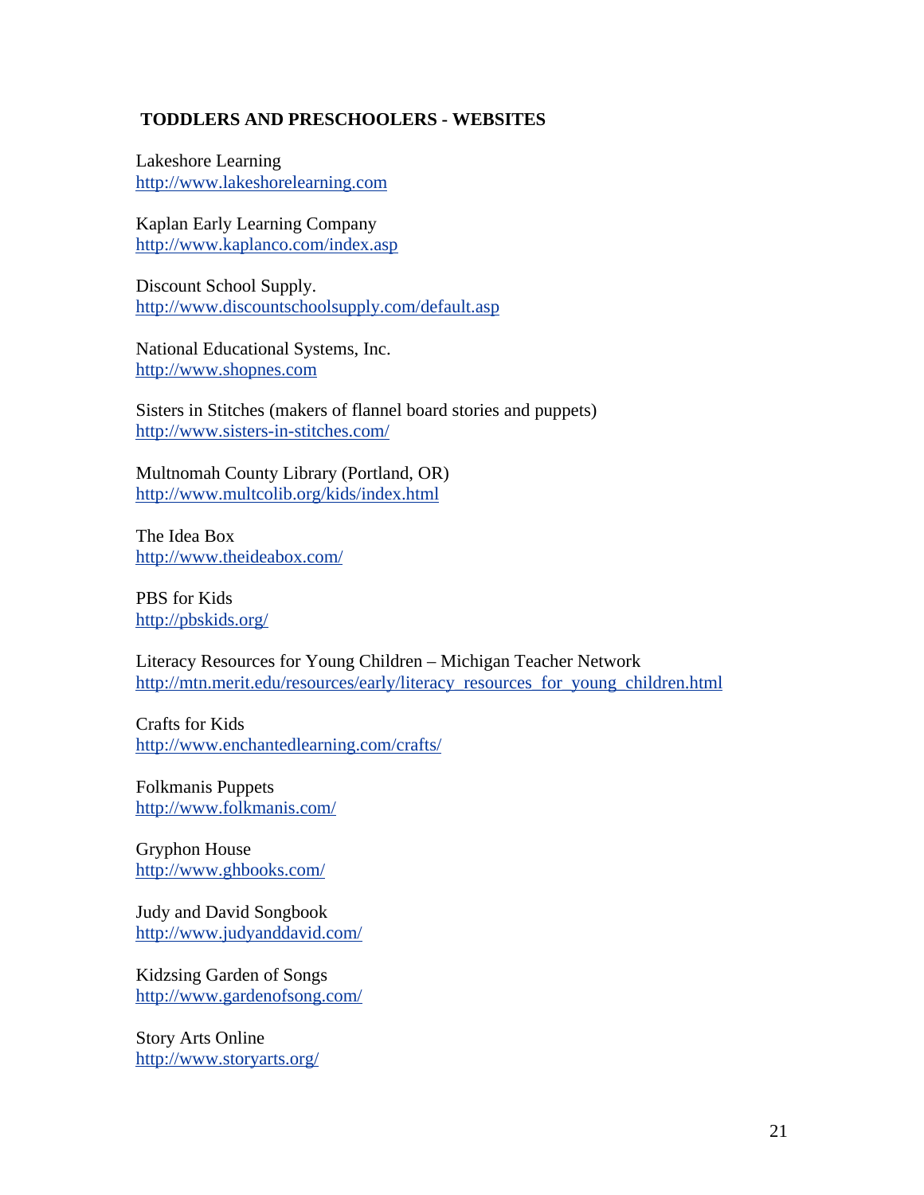## TODDLERS AND PRESCHOOLERS - WEBSITES

Lakeshore Learning
http://www.lakeshorelearning.com

Kaplan Early Learning Company
http://www.kaplanco.com/index.asp

Discount School Supply.
http://www.discountschoolsupply.com/default.asp

National Educational Systems, Inc.
http://www.shopnes.com

Sisters in Stitches (makers of flannel board stories and puppets)
http://www.sisters-in-stitches.com/

Multnomah County Library (Portland, OR)
http://www.multcolib.org/kids/index.html

The Idea Box
http://www.theideabox.com/

PBS for Kids
http://pbskids.org/

Literacy Resources for Young Children – Michigan Teacher Network
http://mtn.merit.edu/resources/early/literacy_resources_for_young_children.html

Crafts for Kids
http://www.enchantedlearning.com/crafts/

Folkmanis Puppets
http://www.folkmanis.com/

Gryphon House
http://www.ghbooks.com/

Judy and David Songbook
http://www.judyanddavid.com/

Kidzsing Garden of Songs
http://www.gardenofsong.com/

Story Arts Online
http://www.storyarts.org/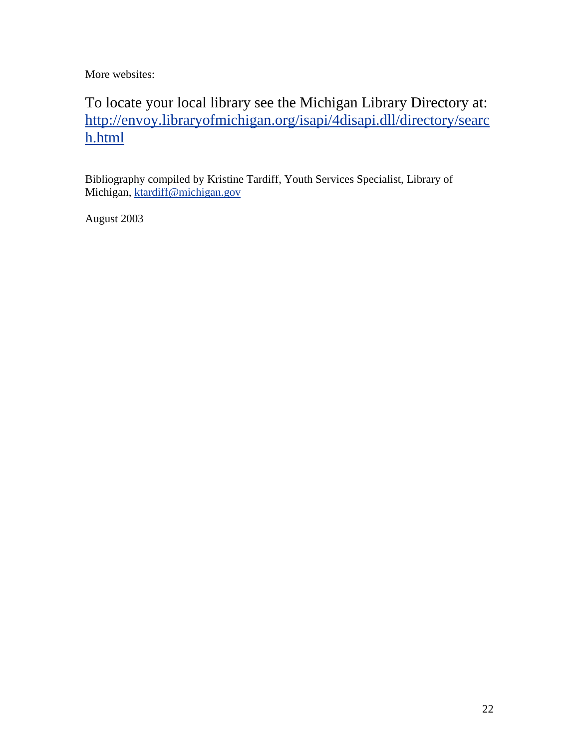More websites:

To locate your local library see the Michigan Library Directory at: http://envoy.libraryofmichigan.org/isapi/4disapi.dll/directory/search.html

Bibliography compiled by Kristine Tardiff, Youth Services Specialist, Library of Michigan, ktardiff@michigan.gov

August 2003